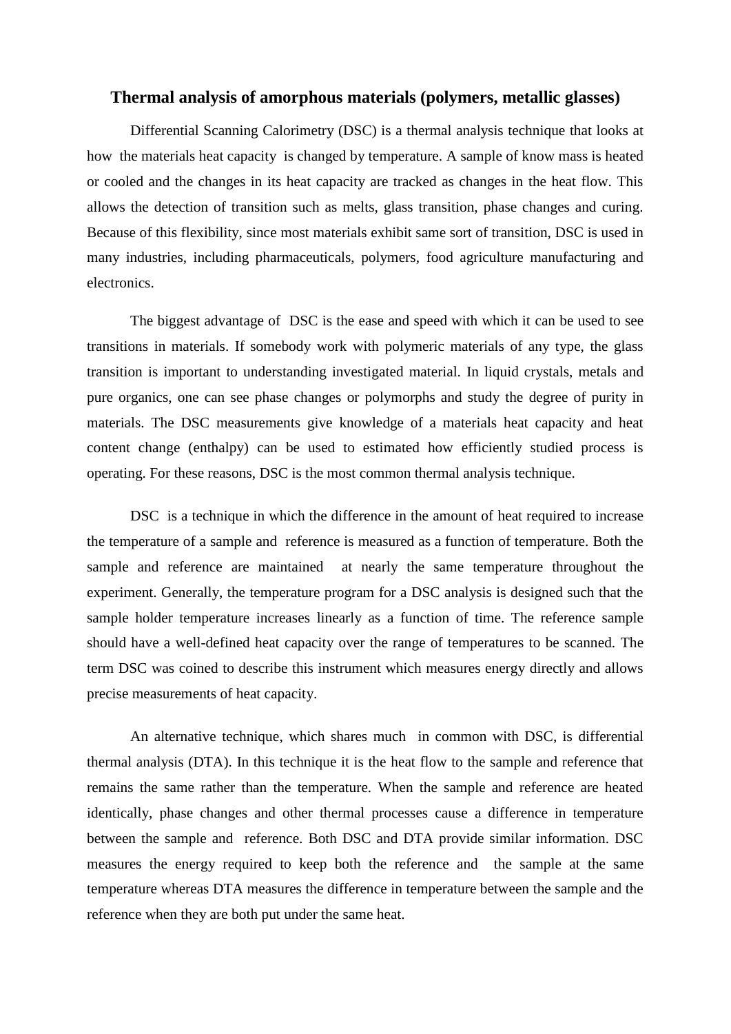# Thermal analysis of amorphous materials (polymers, metallic glasses)

Differential Scanning Calorimetry (DSC) is a thermal analysis technique that looks at how the materials heat capacity is changed by temperature. A sample of know mass is heated or cooled and the changes in its heat capacity are tracked as changes in the heat flow. This allows the detection of transition such as melts, glass transition, phase changes and curing. Because of this flexibility, since most materials exhibit same sort of transition, DSC is used in many industries, including pharmaceuticals, polymers, food agriculture manufacturing and electronics.

The biggest advantage of DSC is the ease and speed with which it can be used to see transitions in materials. If somebody work with polymeric materials of any type, the glass transition is important to understanding investigated material. In liquid crystals, metals and pure organics, one can see phase changes or polymorphs and study the degree of purity in materials. The DSC measurements give knowledge of a materials heat capacity and heat content change (enthalpy) can be used to estimated how efficiently studied process is operating. For these reasons, DSC is the most common thermal analysis technique.

DSC is a technique in which the difference in the amount of heat required to increase the temperature of a sample and reference is measured as a function of temperature. Both the sample and reference are maintained at nearly the same temperature throughout the experiment. Generally, the temperature program for a DSC analysis is designed such that the sample holder temperature increases linearly as a function of time. The reference sample should have a well-defined heat capacity over the range of temperatures to be scanned. The term DSC was coined to describe this instrument which measures energy directly and allows precise measurements of heat capacity.

An alternative technique, which shares much in common with DSC, is differential thermal analysis (DTA). In this technique it is the heat flow to the sample and reference that remains the same rather than the temperature. When the sample and reference are heated identically, phase changes and other thermal processes cause a difference in temperature between the sample and reference. Both DSC and DTA provide similar information. DSC measures the energy required to keep both the reference and the sample at the same temperature whereas DTA measures the difference in temperature between the sample and the reference when they are both put under the same heat.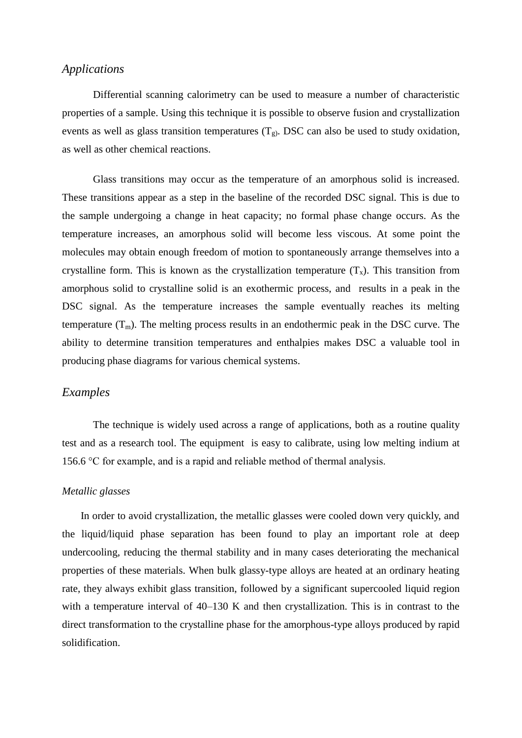## *Applications*

Differential scanning calorimetry can be used to measure a number of characteristic properties of a sample. Using this technique it is possible to observe fusion and crystallization events as well as glass transition temperatures ($T_g$). DSC can also be used to study oxidation, as well as other chemical reactions.

Glass transitions may occur as the temperature of an amorphous solid is increased. These transitions appear as a step in the baseline of the recorded DSC signal. This is due to the sample undergoing a change in heat capacity; no formal phase change occurs. As the temperature increases, an amorphous solid will become less viscous. At some point the molecules may obtain enough freedom of motion to spontaneously arrange themselves into a crystalline form. This is known as the crystallization temperature ($T_x$). This transition from amorphous solid to crystalline solid is an exothermic process, and results in a peak in the DSC signal. As the temperature increases the sample eventually reaches its melting temperature ($T_m$). The melting process results in an endothermic peak in the DSC curve. The ability to determine transition temperatures and enthalpies makes DSC a valuable tool in producing phase diagrams for various chemical systems.

## *Examples*

The technique is widely used across a range of applications, both as a routine quality test and as a research tool. The equipment is easy to calibrate, using low melting indium at 156.6 °C for example, and is a rapid and reliable method of thermal analysis.

### *Metallic glasses*

In order to avoid crystallization, the metallic glasses were cooled down very quickly, and the liquid/liquid phase separation has been found to play an important role at deep undercooling, reducing the thermal stability and in many cases deteriorating the mechanical properties of these materials. When bulk glassy-type alloys are heated at an ordinary heating rate, they always exhibit glass transition, followed by a significant supercooled liquid region with a temperature interval of 40–130 K and then crystallization. This is in contrast to the direct transformation to the crystalline phase for the amorphous-type alloys produced by rapid solidification.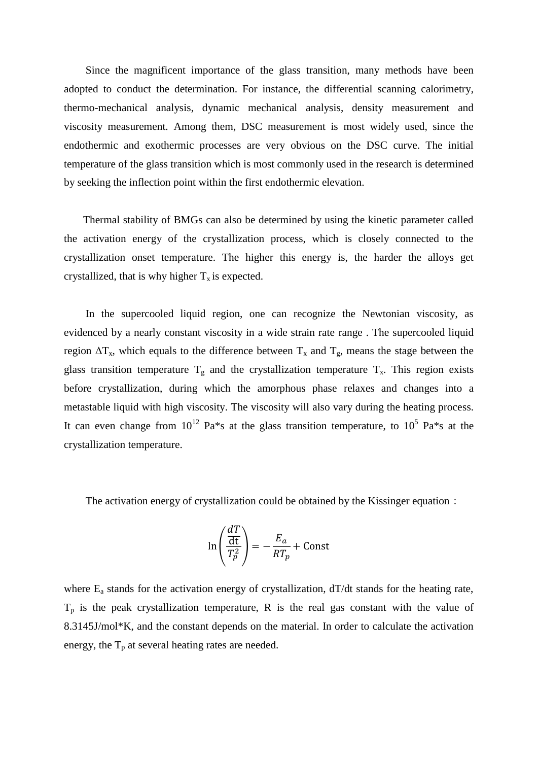Since the magnificent importance of the glass transition, many methods have been adopted to conduct the determination. For instance, the differential scanning calorimetry, thermo-mechanical analysis, dynamic mechanical analysis, density measurement and viscosity measurement. Among them, DSC measurement is most widely used, since the endothermic and exothermic processes are very obvious on the DSC curve. The initial temperature of the glass transition which is most commonly used in the research is determined by seeking the inflection point within the first endothermic elevation.

Thermal stability of BMGs can also be determined by using the kinetic parameter called the activation energy of the crystallization process, which is closely connected to the crystallization onset temperature. The higher this energy is, the harder the alloys get crystallized, that is why higher $T_x$ is expected.

In the supercooled liquid region, one can recognize the Newtonian viscosity, as evidenced by a nearly constant viscosity in a wide strain rate range . The supercooled liquid region $\Delta T_x$, which equals to the difference between $T_x$ and $T_g$, means the stage between the glass transition temperature $T_g$ and the crystallization temperature $T_x$. This region exists before crystallization, during which the amorphous phase relaxes and changes into a metastable liquid with high viscosity. The viscosity will also vary during the heating process. It can even change from $10^{12}$ Pa*s at the glass transition temperature, to $10^{5}$ Pa*s at the crystallization temperature.

The activation energy of crystallization could be obtained by the Kissinger equation：

$$\ln\left(\frac{\frac{dT}{\mathrm{dt}}}{T_p^2}\right) = -\frac{E_a}{RT_p} + \mathrm{Const}$$

where $E_a$ stands for the activation energy of crystallization, dT/dt stands for the heating rate, $T_p$ is the peak crystallization temperature, R is the real gas constant with the value of 8.3145J/mol*K, and the constant depends on the material. In order to calculate the activation energy, the $T_p$ at several heating rates are needed.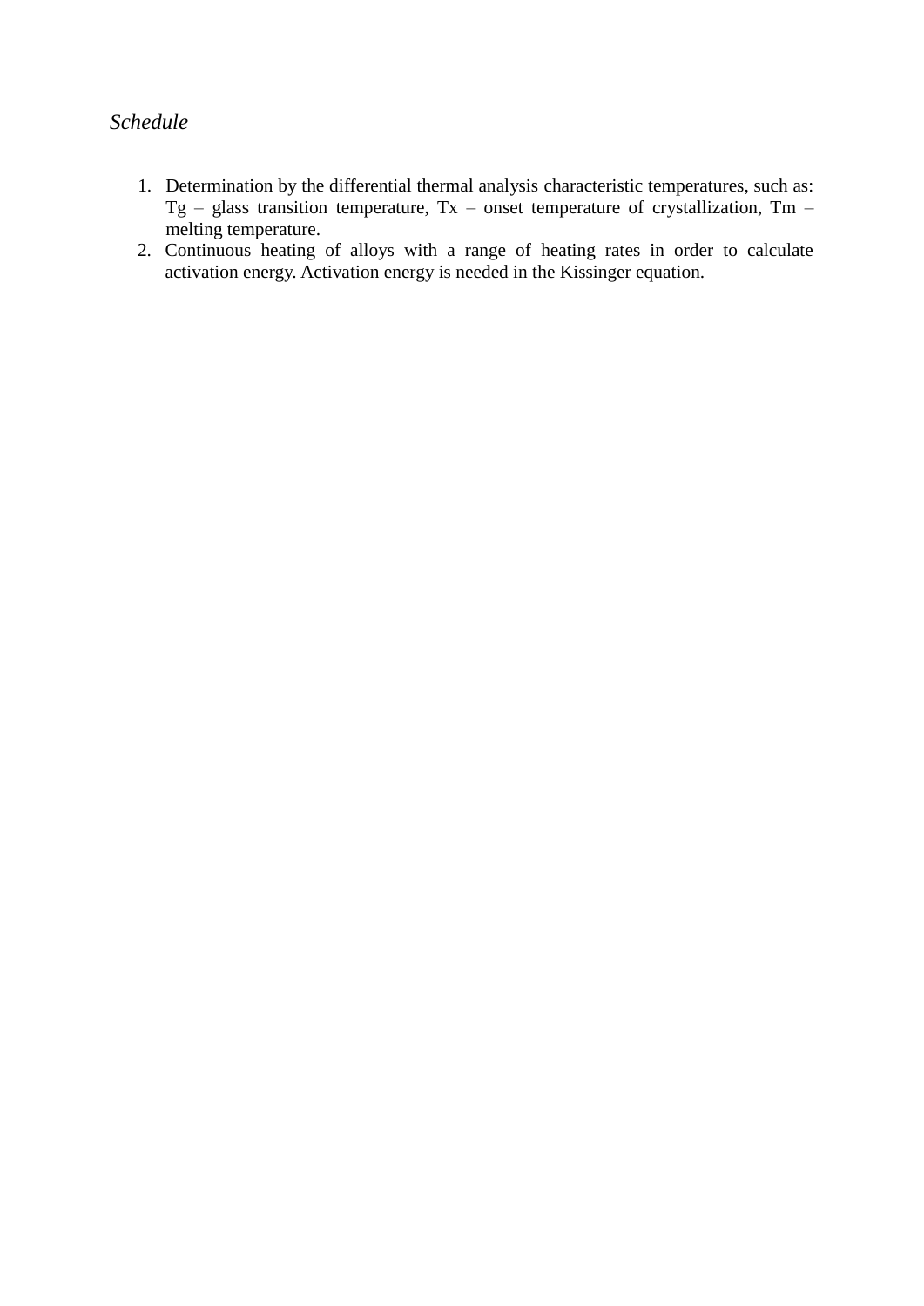*Schedule*

1. Determination by the differential thermal analysis characteristic temperatures, such as: $T_g$ – glass transition temperature, $T_x$ – onset temperature of crystallization, $T_m$ – melting temperature.
2. Continuous heating of alloys with a range of heating rates in order to calculate activation energy. Activation energy is needed in the Kissinger equation.